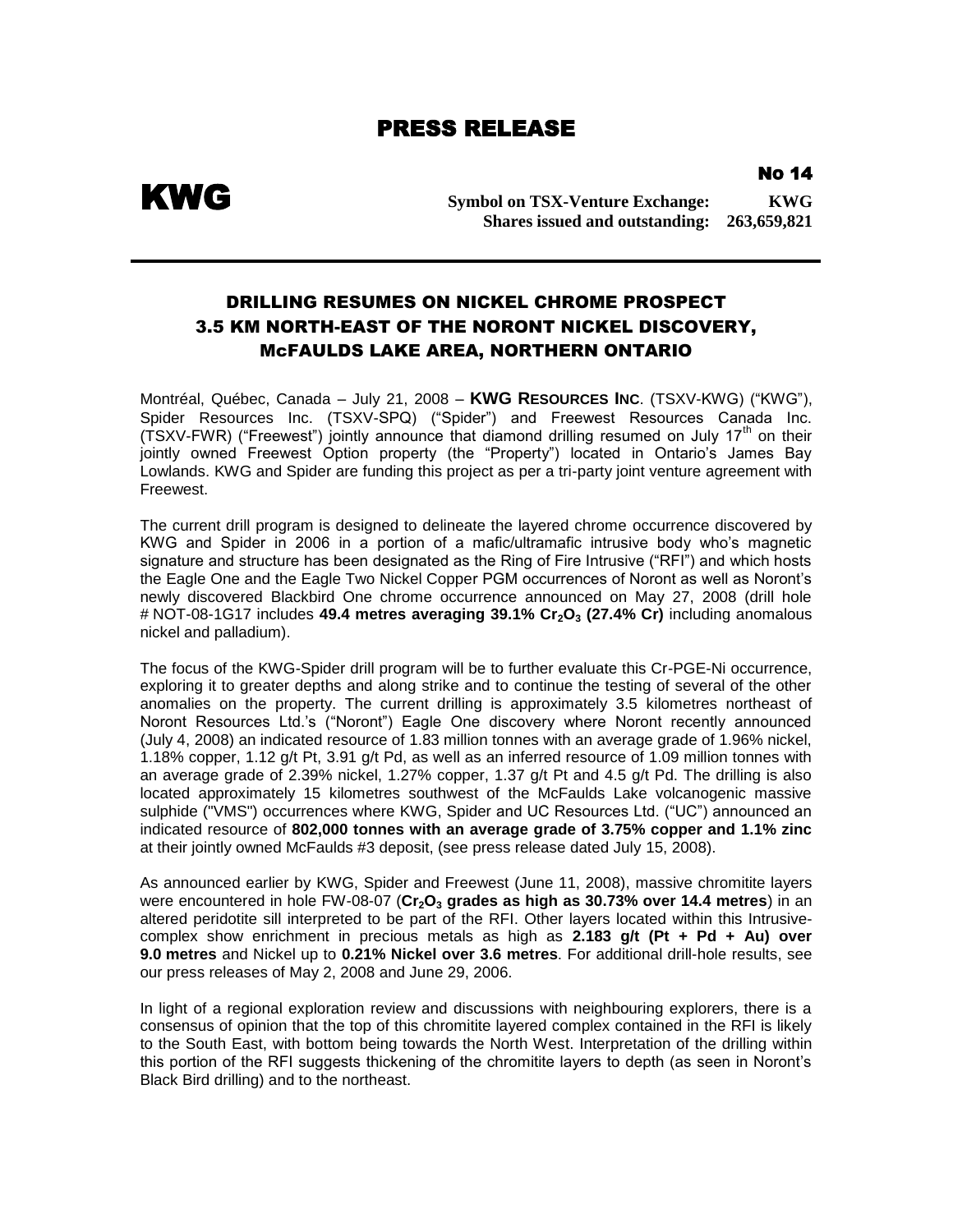# PRESS RELEASE

**No 14**

**KWG**

**Symbol on TSX-Venture Exchange: KWG**
**Shares issued and outstanding: 263,659,821**

## DRILLING RESUMES ON NICKEL CHROME PROSPECT 3.5 KM NORTH-EAST OF THE NORONT NICKEL DISCOVERY, McFAULDS LAKE AREA, NORTHERN ONTARIO

Montréal, Québec, Canada – July 21, 2008 – **KWG RESOURCES INC**. (TSXV-KWG) ("KWG"), Spider Resources Inc. (TSXV-SPQ) ("Spider") and Freewest Resources Canada Inc. (TSXV-FWR) ("Freewest") jointly announce that diamond drilling resumed on July 17th on their jointly owned Freewest Option property (the "Property") located in Ontario's James Bay Lowlands. KWG and Spider are funding this project as per a tri-party joint venture agreement with Freewest.

The current drill program is designed to delineate the layered chrome occurrence discovered by KWG and Spider in 2006 in a portion of a mafic/ultramafic intrusive body who's magnetic signature and structure has been designated as the Ring of Fire Intrusive ("RFI") and which hosts the Eagle One and the Eagle Two Nickel Copper PGM occurrences of Noront as well as Noront's newly discovered Blackbird One chrome occurrence announced on May 27, 2008 (drill hole # NOT-08-1G17 includes **49.4 metres averaging 39.1% $Cr_2O_3$ (27.4% Cr)** including anomalous nickel and palladium).

The focus of the KWG-Spider drill program will be to further evaluate this Cr-PGE-Ni occurrence, exploring it to greater depths and along strike and to continue the testing of several of the other anomalies on the property. The current drilling is approximately 3.5 kilometres northeast of Noront Resources Ltd.'s ("Noront") Eagle One discovery where Noront recently announced (July 4, 2008) an indicated resource of 1.83 million tonnes with an average grade of 1.96% nickel, 1.18% copper, 1.12 g/t Pt, 3.91 g/t Pd, as well as an inferred resource of 1.09 million tonnes with an average grade of 2.39% nickel, 1.27% copper, 1.37 g/t Pt and 4.5 g/t Pd. The drilling is also located approximately 15 kilometres southwest of the McFaulds Lake volcanogenic massive sulphide ("VMS") occurrences where KWG, Spider and UC Resources Ltd. ("UC") announced an indicated resource of **802,000 tonnes with an average grade of 3.75% copper and 1.1% zinc** at their jointly owned McFaulds #3 deposit, (see press release dated July 15, 2008).

As announced earlier by KWG, Spider and Freewest (June 11, 2008), massive chromitite layers were encountered in hole FW-08-07 (**$Cr_2O_3$ grades as high as 30.73% over 14.4 metres**) in an altered peridotite sill interpreted to be part of the RFI. Other layers located within this Intrusive-complex show enrichment in precious metals as high as **2.183 g/t (Pt + Pd + Au) over 9.0 metres** and Nickel up to **0.21% Nickel over 3.6 metres**. For additional drill-hole results, see our press releases of May 2, 2008 and June 29, 2006.

In light of a regional exploration review and discussions with neighbouring explorers, there is a consensus of opinion that the top of this chromitite layered complex contained in the RFI is likely to the South East, with bottom being towards the North West. Interpretation of the drilling within this portion of the RFI suggests thickening of the chromitite layers to depth (as seen in Noront's Black Bird drilling) and to the northeast.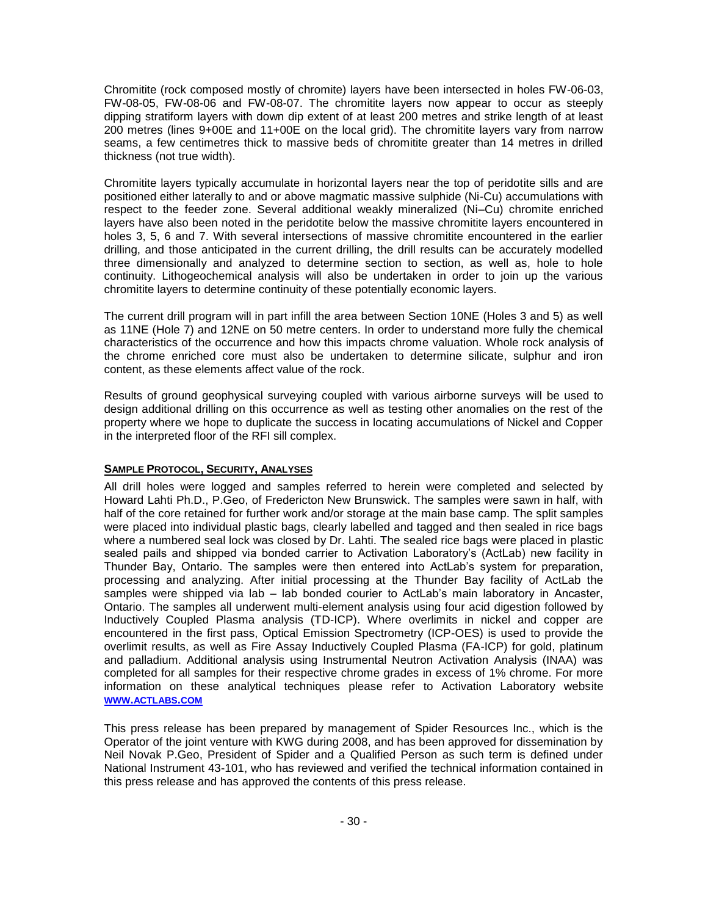Chromitite (rock composed mostly of chromite) layers have been intersected in holes FW-06-03, FW-08-05, FW-08-06 and FW-08-07. The chromitite layers now appear to occur as steeply dipping stratiform layers with down dip extent of at least 200 metres and strike length of at least 200 metres (lines 9+00E and 11+00E on the local grid). The chromitite layers vary from narrow seams, a few centimetres thick to massive beds of chromitite greater than 14 metres in drilled thickness (not true width).

Chromitite layers typically accumulate in horizontal layers near the top of peridotite sills and are positioned either laterally to and or above magmatic massive sulphide (Ni-Cu) accumulations with respect to the feeder zone. Several additional weakly mineralized (Ni–Cu) chromite enriched layers have also been noted in the peridotite below the massive chromitite layers encountered in holes 3, 5, 6 and 7. With several intersections of massive chromitite encountered in the earlier drilling, and those anticipated in the current drilling, the drill results can be accurately modelled three dimensionally and analyzed to determine section to section, as well as, hole to hole continuity. Lithogeochemical analysis will also be undertaken in order to join up the various chromitite layers to determine continuity of these potentially economic layers.

The current drill program will in part infill the area between Section 10NE (Holes 3 and 5) as well as 11NE (Hole 7) and 12NE on 50 metre centers. In order to understand more fully the chemical characteristics of the occurrence and how this impacts chrome valuation. Whole rock analysis of the chrome enriched core must also be undertaken to determine silicate, sulphur and iron content, as these elements affect value of the rock.

Results of ground geophysical surveying coupled with various airborne surveys will be used to design additional drilling on this occurrence as well as testing other anomalies on the rest of the property where we hope to duplicate the success in locating accumulations of Nickel and Copper in the interpreted floor of the RFI sill complex.

**SAMPLE PROTOCOL, SECURITY, ANALYSES**

All drill holes were logged and samples referred to herein were completed and selected by Howard Lahti Ph.D., P.Geo, of Fredericton New Brunswick. The samples were sawn in half, with half of the core retained for further work and/or storage at the main base camp. The split samples were placed into individual plastic bags, clearly labelled and tagged and then sealed in rice bags where a numbered seal lock was closed by Dr. Lahti. The sealed rice bags were placed in plastic sealed pails and shipped via bonded carrier to Activation Laboratory's (ActLab) new facility in Thunder Bay, Ontario. The samples were then entered into ActLab's system for preparation, processing and analyzing. After initial processing at the Thunder Bay facility of ActLab the samples were shipped via lab – lab bonded courier to ActLab's main laboratory in Ancaster, Ontario. The samples all underwent multi-element analysis using four acid digestion followed by Inductively Coupled Plasma analysis (TD-ICP). Where overlimits in nickel and copper are encountered in the first pass, Optical Emission Spectrometry (ICP-OES) is used to provide the overlimit results, as well as Fire Assay Inductively Coupled Plasma (FA-ICP) for gold, platinum and palladium. Additional analysis using Instrumental Neutron Activation Analysis (INAA) was completed for all samples for their respective chrome grades in excess of 1% chrome. For more information on these analytical techniques please refer to Activation Laboratory website [WWW.ACTLABS.COM](http://www.actlabs.com)

This press release has been prepared by management of Spider Resources Inc., which is the Operator of the joint venture with KWG during 2008, and has been approved for dissemination by Neil Novak P.Geo, President of Spider and a Qualified Person as such term is defined under National Instrument 43-101, who has reviewed and verified the technical information contained in this press release and has approved the contents of this press release.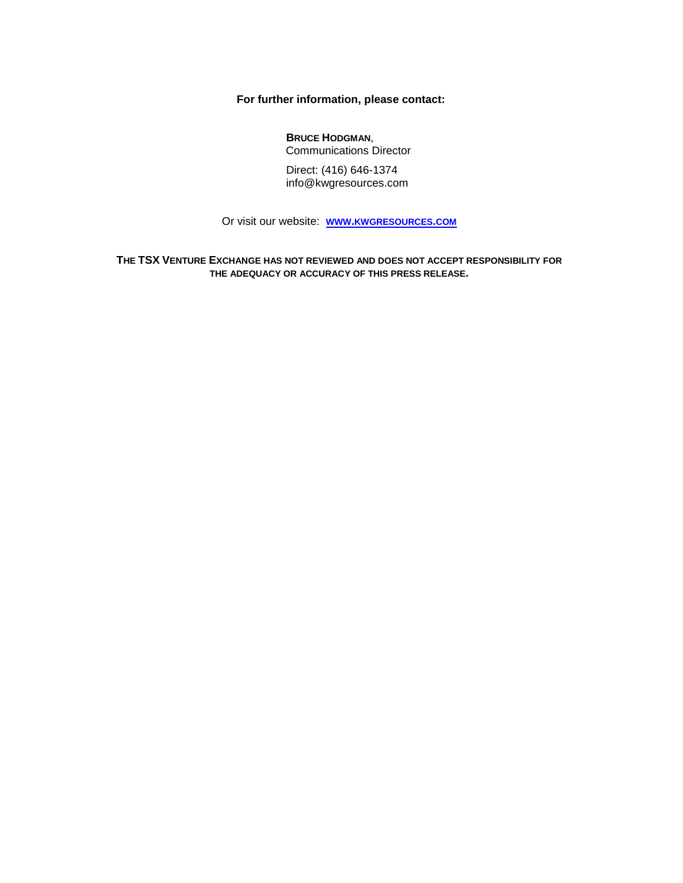**For further information, please contact:**

**BRUCE HODGMAN**,
Communications Director

Direct: (416) 646-1374
info@kwgresources.com

Or visit our website: **WWW.KWGRESOURCES.COM**

**THE TSX VENTURE EXCHANGE HAS NOT REVIEWED AND DOES NOT ACCEPT RESPONSIBILITY FOR THE ADEQUACY OR ACCURACY OF THIS PRESS RELEASE.**